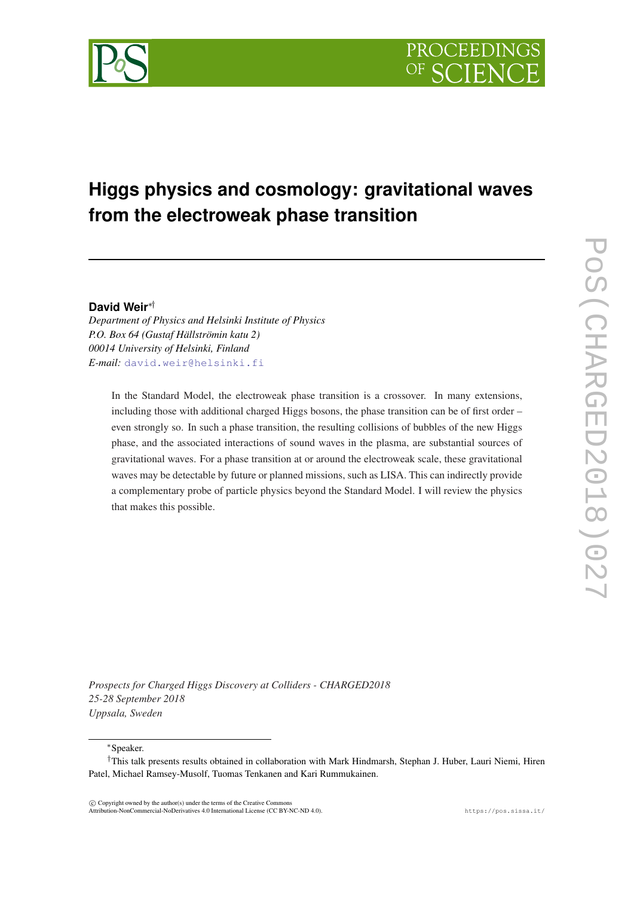# Higgs physics and cosmology: gravitational waves from the electroweak phase transition

**David Weir**[*†]

*Department of Physics and Helsinki Institute of Physics*
*P.O. Box 64 (Gustaf Hällströmin katu 2)*
*00014 University of Helsinki, Finland*
*E-mail:* david.weir@helsinki.fi

In the Standard Model, the electroweak phase transition is a crossover. In many extensions, including those with additional charged Higgs bosons, the phase transition can be of first order – even strongly so. In such a phase transition, the resulting collisions of bubbles of the new Higgs phase, and the associated interactions of sound waves in the plasma, are substantial sources of gravitational waves. For a phase transition at or around the electroweak scale, these gravitational waves may be detectable by future or planned missions, such as LISA. This can indirectly provide a complementary probe of particle physics beyond the Standard Model. I will review the physics that makes this possible.

*Prospects for Charged Higgs Discovery at Colliders - CHARGED2018*
*25-28 September 2018*
*Uppsala, Sweden*

[*]Speaker.

[†]This talk presents results obtained in collaboration with Mark Hindmarsh, Stephan J. Huber, Lauri Niemi, Hiren Patel, Michael Ramsey-Musolf, Tuomas Tenkanen and Kari Rummukainen.

© Copyright owned by the author(s) under the terms of the Creative Commons Attribution-NonCommercial-NoDerivatives 4.0 International License (CC BY-NC-ND 4.0). https://pos.sissa.it/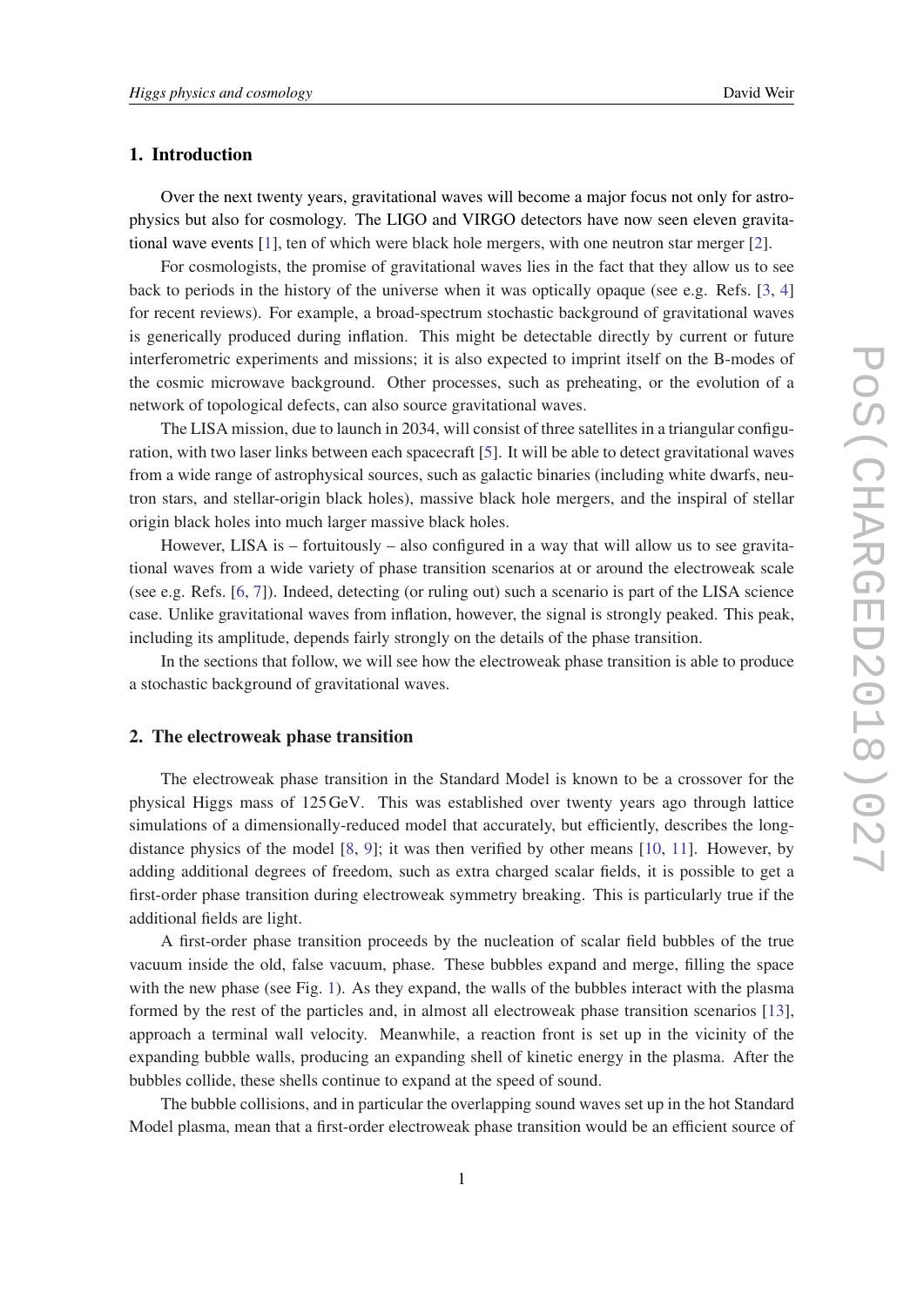## 1. Introduction

Over the next twenty years, gravitational waves will become a major focus not only for astrophysics but also for cosmology. The LIGO and VIRGO detectors have now seen eleven gravitational wave events [1], ten of which were black hole mergers, with one neutron star merger [2].

For cosmologists, the promise of gravitational waves lies in the fact that they allow us to see back to periods in the history of the universe when it was optically opaque (see e.g. Refs. [3, 4] for recent reviews). For example, a broad-spectrum stochastic background of gravitational waves is generically produced during inflation. This might be detectable directly by current or future interferometric experiments and missions; it is also expected to imprint itself on the B-modes of the cosmic microwave background. Other processes, such as preheating, or the evolution of a network of topological defects, can also source gravitational waves.

The LISA mission, due to launch in 2034, will consist of three satellites in a triangular configuration, with two laser links between each spacecraft [5]. It will be able to detect gravitational waves from a wide range of astrophysical sources, such as galactic binaries (including white dwarfs, neutron stars, and stellar-origin black holes), massive black hole mergers, and the inspiral of stellar origin black holes into much larger massive black holes.

However, LISA is – fortuitously – also configured in a way that will allow us to see gravitational waves from a wide variety of phase transition scenarios at or around the electroweak scale (see e.g. Refs. [6, 7]). Indeed, detecting (or ruling out) such a scenario is part of the LISA science case. Unlike gravitational waves from inflation, however, the signal is strongly peaked. This peak, including its amplitude, depends fairly strongly on the details of the phase transition.

In the sections that follow, we will see how the electroweak phase transition is able to produce a stochastic background of gravitational waves.

## 2. The electroweak phase transition

The electroweak phase transition in the Standard Model is known to be a crossover for the physical Higgs mass of 125 GeV. This was established over twenty years ago through lattice simulations of a dimensionally-reduced model that accurately, but efficiently, describes the long-distance physics of the model [8, 9]; it was then verified by other means [10, 11]. However, by adding additional degrees of freedom, such as extra charged scalar fields, it is possible to get a first-order phase transition during electroweak symmetry breaking. This is particularly true if the additional fields are light.

A first-order phase transition proceeds by the nucleation of scalar field bubbles of the true vacuum inside the old, false vacuum, phase. These bubbles expand and merge, filling the space with the new phase (see Fig. 1). As they expand, the walls of the bubbles interact with the plasma formed by the rest of the particles and, in almost all electroweak phase transition scenarios [13], approach a terminal wall velocity. Meanwhile, a reaction front is set up in the vicinity of the expanding bubble walls, producing an expanding shell of kinetic energy in the plasma. After the bubbles collide, these shells continue to expand at the speed of sound.

The bubble collisions, and in particular the overlapping sound waves set up in the hot Standard Model plasma, mean that a first-order electroweak phase transition would be an efficient source of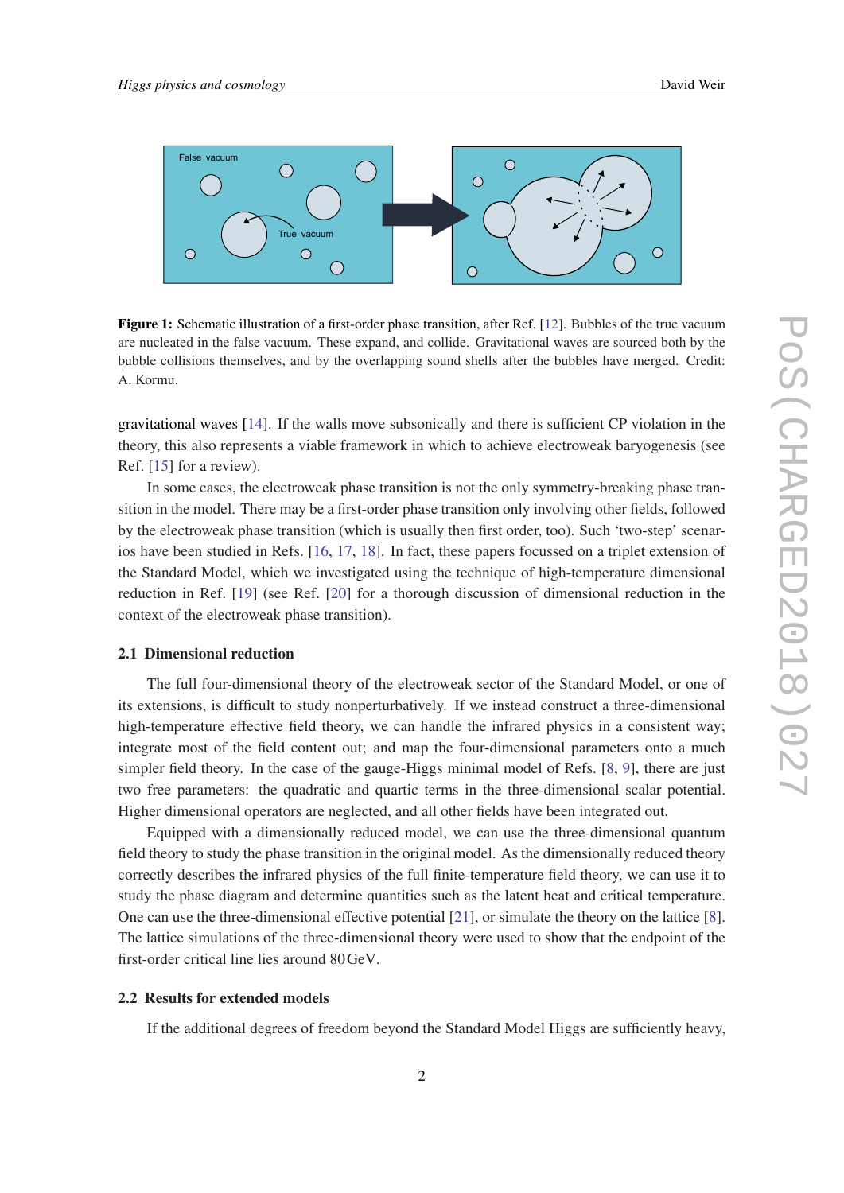**Figure 1:** Schematic illustration of a first-order phase transition, after Ref. [12]. Bubbles of the true vacuum are nucleated in the false vacuum. These expand, and collide. Gravitational waves are sourced both by the bubble collisions themselves, and by the overlapping sound shells after the bubbles have merged. Credit: A. Kormu.

gravitational waves [14]. If the walls move subsonically and there is sufficient CP violation in the theory, this also represents a viable framework in which to achieve electroweak baryogenesis (see Ref. [15] for a review).

In some cases, the electroweak phase transition is not the only symmetry-breaking phase transition in the model. There may be a first-order phase transition only involving other fields, followed by the electroweak phase transition (which is usually then first order, too). Such 'two-step' scenarios have been studied in Refs. [16, 17, 18]. In fact, these papers focussed on a triplet extension of the Standard Model, which we investigated using the technique of high-temperature dimensional reduction in Ref. [19] (see Ref. [20] for a thorough discussion of dimensional reduction in the context of the electroweak phase transition).

### 2.1 Dimensional reduction

The full four-dimensional theory of the electroweak sector of the Standard Model, or one of its extensions, is difficult to study nonperturbatively. If we instead construct a three-dimensional high-temperature effective field theory, we can handle the infrared physics in a consistent way; integrate most of the field content out; and map the four-dimensional parameters onto a much simpler field theory. In the case of the gauge-Higgs minimal model of Refs. [8, 9], there are just two free parameters: the quadratic and quartic terms in the three-dimensional scalar potential. Higher dimensional operators are neglected, and all other fields have been integrated out.

Equipped with a dimensionally reduced model, we can use the three-dimensional quantum field theory to study the phase transition in the original model. As the dimensionally reduced theory correctly describes the infrared physics of the full finite-temperature field theory, we can use it to study the phase diagram and determine quantities such as the latent heat and critical temperature. One can use the three-dimensional effective potential [21], or simulate the theory on the lattice [8]. The lattice simulations of the three-dimensional theory were used to show that the endpoint of the first-order critical line lies around 80 GeV.

### 2.2 Results for extended models

If the additional degrees of freedom beyond the Standard Model Higgs are sufficiently heavy,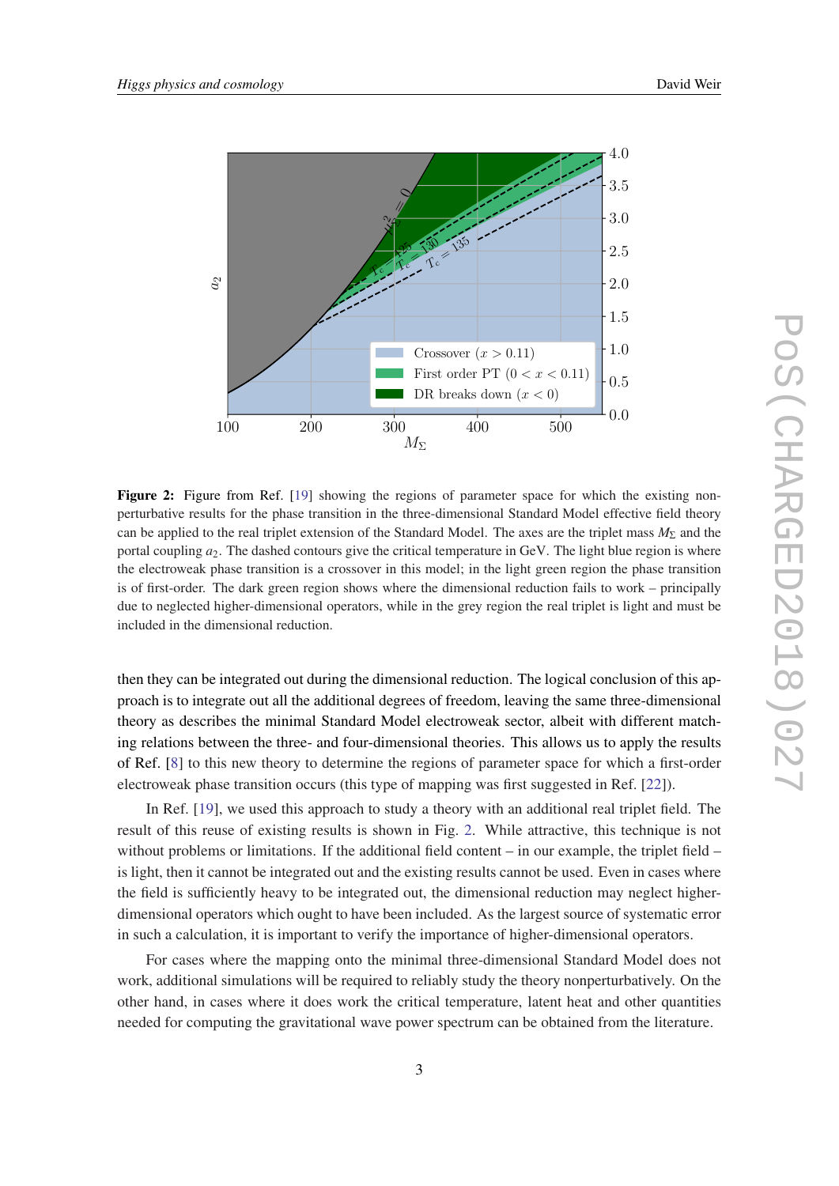**Figure 2:** Figure from Ref. [19] showing the regions of parameter space for which the existing non-perturbative results for the phase transition in the three-dimensional Standard Model effective field theory can be applied to the real triplet extension of the Standard Model. The axes are the triplet mass $M_\Sigma$ and the portal coupling $a_2$. The dashed contours give the critical temperature in GeV. The light blue region is where the electroweak phase transition is a crossover in this model; in the light green region the phase transition is of first-order. The dark green region shows where the dimensional reduction fails to work – principally due to neglected higher-dimensional operators, while in the grey region the real triplet is light and must be included in the dimensional reduction.

then they can be integrated out during the dimensional reduction. The logical conclusion of this approach is to integrate out all the additional degrees of freedom, leaving the same three-dimensional theory as describes the minimal Standard Model electroweak sector, albeit with different matching relations between the three- and four-dimensional theories. This allows us to apply the results of Ref. [8] to this new theory to determine the regions of parameter space for which a first-order electroweak phase transition occurs (this type of mapping was first suggested in Ref. [22]).

In Ref. [19], we used this approach to study a theory with an additional real triplet field. The result of this reuse of existing results is shown in Fig. 2. While attractive, this technique is not without problems or limitations. If the additional field content – in our example, the triplet field – is light, then it cannot be integrated out and the existing results cannot be used. Even in cases where the field is sufficiently heavy to be integrated out, the dimensional reduction may neglect higher-dimensional operators which ought to have been included. As the largest source of systematic error in such a calculation, it is important to verify the importance of higher-dimensional operators.

For cases where the mapping onto the minimal three-dimensional Standard Model does not work, additional simulations will be required to reliably study the theory nonperturbatively. On the other hand, in cases where it does work the critical temperature, latent heat and other quantities needed for computing the gravitational wave power spectrum can be obtained from the literature.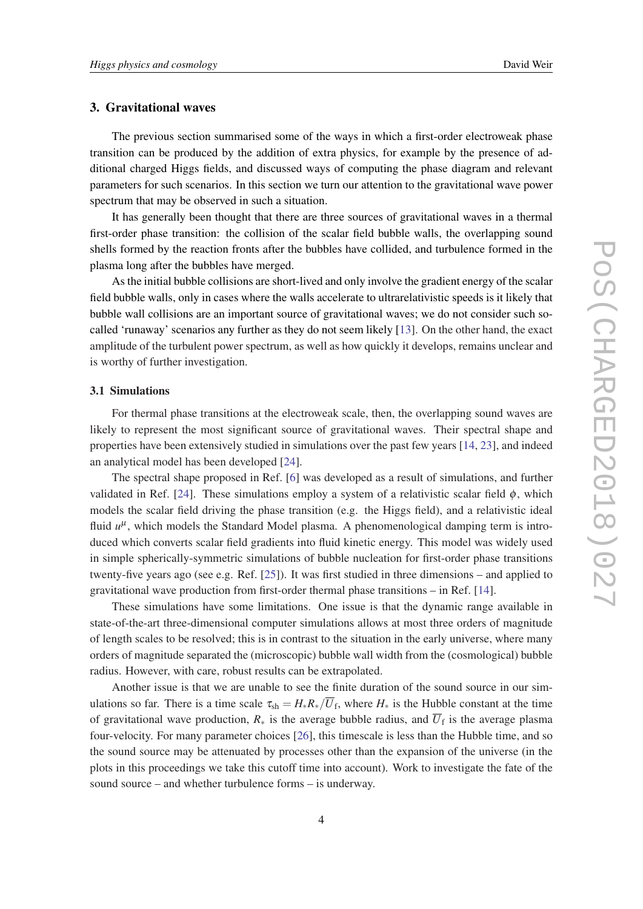## 3. Gravitational waves

The previous section summarised some of the ways in which a first-order electroweak phase transition can be produced by the addition of extra physics, for example by the presence of additional charged Higgs fields, and discussed ways of computing the phase diagram and relevant parameters for such scenarios. In this section we turn our attention to the gravitational wave power spectrum that may be observed in such a situation.

It has generally been thought that there are three sources of gravitational waves in a thermal first-order phase transition: the collision of the scalar field bubble walls, the overlapping sound shells formed by the reaction fronts after the bubbles have collided, and turbulence formed in the plasma long after the bubbles have merged.

As the initial bubble collisions are short-lived and only involve the gradient energy of the scalar field bubble walls, only in cases where the walls accelerate to ultrarelativistic speeds is it likely that bubble wall collisions are an important source of gravitational waves; we do not consider such so-called 'runaway' scenarios any further as they do not seem likely [13]. On the other hand, the exact amplitude of the turbulent power spectrum, as well as how quickly it develops, remains unclear and is worthy of further investigation.

### 3.1 Simulations

For thermal phase transitions at the electroweak scale, then, the overlapping sound waves are likely to represent the most significant source of gravitational waves. Their spectral shape and properties have been extensively studied in simulations over the past few years [14, 23], and indeed an analytical model has been developed [24].

The spectral shape proposed in Ref. [6] was developed as a result of simulations, and further validated in Ref. [24]. These simulations employ a system of a relativistic scalar field $\phi$, which models the scalar field driving the phase transition (e.g. the Higgs field), and a relativistic ideal fluid $u^\mu$, which models the Standard Model plasma. A phenomenological damping term is introduced which converts scalar field gradients into fluid kinetic energy. This model was widely used in simple spherically-symmetric simulations of bubble nucleation for first-order phase transitions twenty-five years ago (see e.g. Ref. [25]). It was first studied in three dimensions – and applied to gravitational wave production from first-order thermal phase transitions – in Ref. [14].

These simulations have some limitations. One issue is that the dynamic range available in state-of-the-art three-dimensional computer simulations allows at most three orders of magnitude of length scales to be resolved; this is in contrast to the situation in the early universe, where many orders of magnitude separated the (microscopic) bubble wall width from the (cosmological) bubble radius. However, with care, robust results can be extrapolated.

Another issue is that we are unable to see the finite duration of the sound source in our simulations so far. There is a time scale $\tau_{\mathrm{sh}} = H_* R_* / \overline{U}_{\mathrm{f}}$, where $H_*$ is the Hubble constant at the time of gravitational wave production, $R_*$ is the average bubble radius, and $\overline{U}_{\mathrm{f}}$ is the average plasma four-velocity. For many parameter choices [26], this timescale is less than the Hubble time, and so the sound source may be attenuated by processes other than the expansion of the universe (in the plots in this proceedings we take this cutoff time into account). Work to investigate the fate of the sound source – and whether turbulence forms – is underway.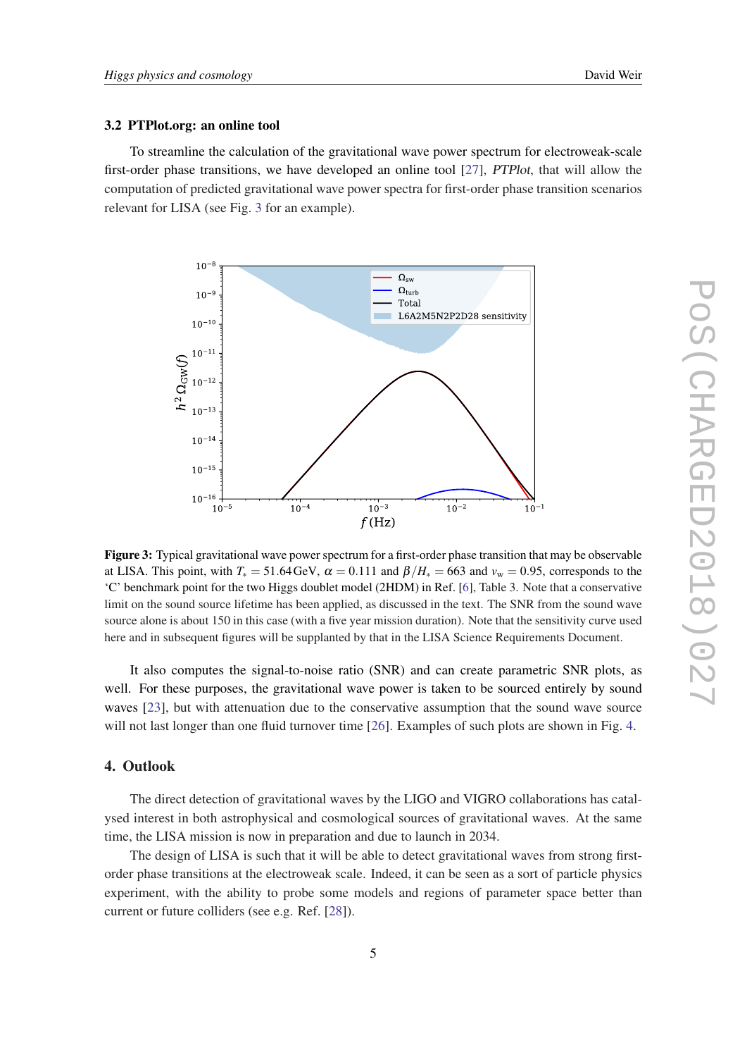### 3.2 PTPlot.org: an online tool

To streamline the calculation of the gravitational wave power spectrum for electroweak-scale first-order phase transitions, we have developed an online tool [27], *PTPlot*, that will allow the computation of predicted gravitational wave power spectra for first-order phase transition scenarios relevant for LISA (see Fig. 3 for an example).

**Figure 3:** Typical gravitational wave power spectrum for a first-order phase transition that may be observable at LISA. This point, with $T_* = 51.64\,\text{GeV}$, $\alpha = 0.111$ and $\beta/H_* = 663$ and $v_\text{w} = 0.95$, corresponds to the 'C' benchmark point for the two Higgs doublet model (2HDM) in Ref. [6], Table 3. Note that a conservative limit on the sound source lifetime has been applied, as discussed in the text. The SNR from the sound wave source alone is about 150 in this case (with a five year mission duration). Note that the sensitivity curve used here and in subsequent figures will be supplanted by that in the LISA Science Requirements Document.

It also computes the signal-to-noise ratio (SNR) and can create parametric SNR plots, as well. For these purposes, the gravitational wave power is taken to be sourced entirely by sound waves [23], but with attenuation due to the conservative assumption that the sound wave source will not last longer than one fluid turnover time [26]. Examples of such plots are shown in Fig. 4.

## 4. Outlook

The direct detection of gravitational waves by the LIGO and VIGRO collaborations has catalysed interest in both astrophysical and cosmological sources of gravitational waves. At the same time, the LISA mission is now in preparation and due to launch in 2034.

The design of LISA is such that it will be able to detect gravitational waves from strong first-order phase transitions at the electroweak scale. Indeed, it can be seen as a sort of particle physics experiment, with the ability to probe some models and regions of parameter space better than current or future colliders (see e.g. Ref. [28]).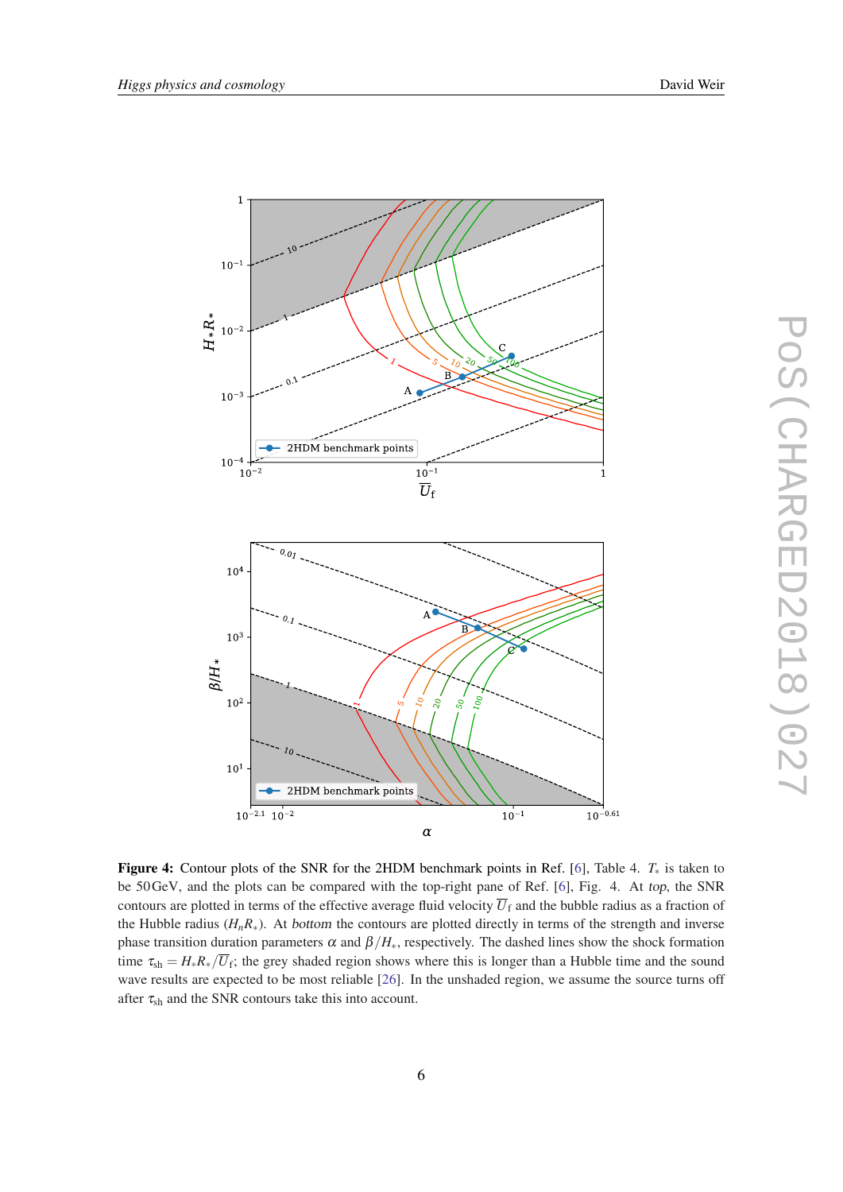**Figure 4:** Contour plots of the SNR for the 2HDM benchmark points in Ref. [6], Table 4. $T_*$ is taken to be 50 GeV, and the plots can be compared with the top-right pane of Ref. [6], Fig. 4. At *top*, the SNR contours are plotted in terms of the effective average fluid velocity $\overline{U}_{\mathrm{f}}$ and the bubble radius as a fraction of the Hubble radius ($H_n R_*$). At *bottom* the contours are plotted directly in terms of the strength and inverse phase transition duration parameters $\alpha$ and $\beta/H_*$, respectively. The dashed lines show the shock formation time $\tau_{\mathrm{sh}} = H_* R_* / \overline{U}_{\mathrm{f}}$; the grey shaded region shows where this is longer than a Hubble time and the sound wave results are expected to be most reliable [26]. In the unshaded region, we assume the source turns off after $\tau_{\mathrm{sh}}$ and the SNR contours take this into account.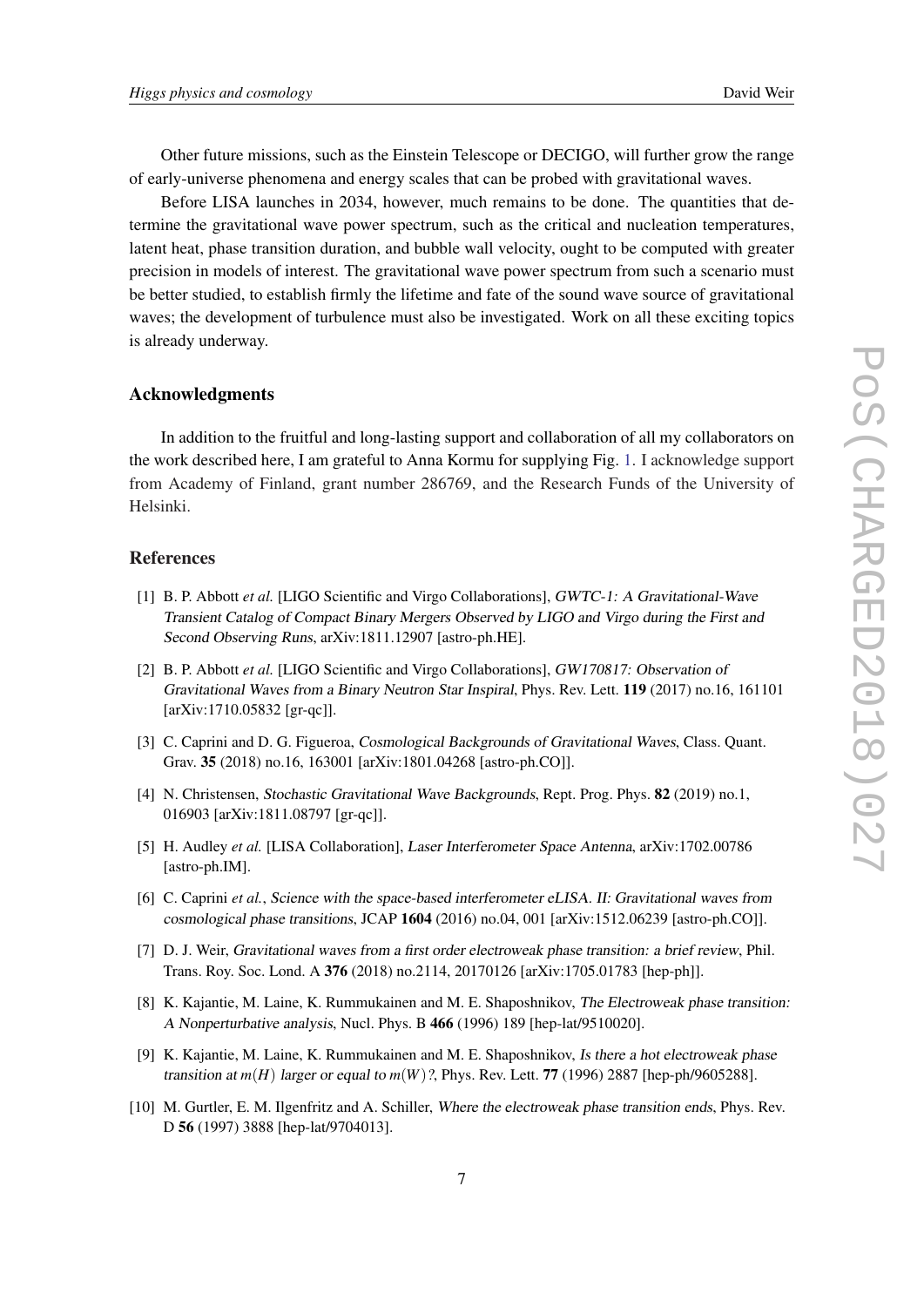Other future missions, such as the Einstein Telescope or DECIGO, will further grow the range of early-universe phenomena and energy scales that can be probed with gravitational waves.

Before LISA launches in 2034, however, much remains to be done. The quantities that determine the gravitational wave power spectrum, such as the critical and nucleation temperatures, latent heat, phase transition duration, and bubble wall velocity, ought to be computed with greater precision in models of interest. The gravitational wave power spectrum from such a scenario must be better studied, to establish firmly the lifetime and fate of the sound wave source of gravitational waves; the development of turbulence must also be investigated. Work on all these exciting topics is already underway.

## Acknowledgments

In addition to the fruitful and long-lasting support and collaboration of all my collaborators on the work described here, I am grateful to Anna Kormu for supplying Fig. 1. I acknowledge support from Academy of Finland, grant number 286769, and the Research Funds of the University of Helsinki.

## References

[1] B. P. Abbott *et al.* [LIGO Scientific and Virgo Collaborations], *GWTC-1: A Gravitational-Wave Transient Catalog of Compact Binary Mergers Observed by LIGO and Virgo during the First and Second Observing Runs*, arXiv:1811.12907 [astro-ph.HE].

[2] B. P. Abbott *et al.* [LIGO Scientific and Virgo Collaborations], *GW170817: Observation of Gravitational Waves from a Binary Neutron Star Inspiral*, Phys. Rev. Lett. **119** (2017) no.16, 161101 [arXiv:1710.05832 [gr-qc]].

[3] C. Caprini and D. G. Figueroa, *Cosmological Backgrounds of Gravitational Waves*, Class. Quant. Grav. **35** (2018) no.16, 163001 [arXiv:1801.04268 [astro-ph.CO]].

[4] N. Christensen, *Stochastic Gravitational Wave Backgrounds*, Rept. Prog. Phys. **82** (2019) no.1, 016903 [arXiv:1811.08797 [gr-qc]].

[5] H. Audley *et al.* [LISA Collaboration], *Laser Interferometer Space Antenna*, arXiv:1702.00786 [astro-ph.IM].

[6] C. Caprini *et al.*, *Science with the space-based interferometer eLISA. II: Gravitational waves from cosmological phase transitions*, JCAP **1604** (2016) no.04, 001 [arXiv:1512.06239 [astro-ph.CO]].

[7] D. J. Weir, *Gravitational waves from a first order electroweak phase transition: a brief review*, Phil. Trans. Roy. Soc. Lond. A **376** (2018) no.2114, 20170126 [arXiv:1705.01783 [hep-ph]].

[8] K. Kajantie, M. Laine, K. Rummukainen and M. E. Shaposhnikov, *The Electroweak phase transition: A Nonperturbative analysis*, Nucl. Phys. B **466** (1996) 189 [hep-lat/9510020].

[9] K. Kajantie, M. Laine, K. Rummukainen and M. E. Shaposhnikov, *Is there a hot electroweak phase transition at $m(H)$ larger or equal to $m(W)$?*, Phys. Rev. Lett. **77** (1996) 2887 [hep-ph/9605288].

[10] M. Gurtler, E. M. Ilgenfritz and A. Schiller, *Where the electroweak phase transition ends*, Phys. Rev. D **56** (1997) 3888 [hep-lat/9704013].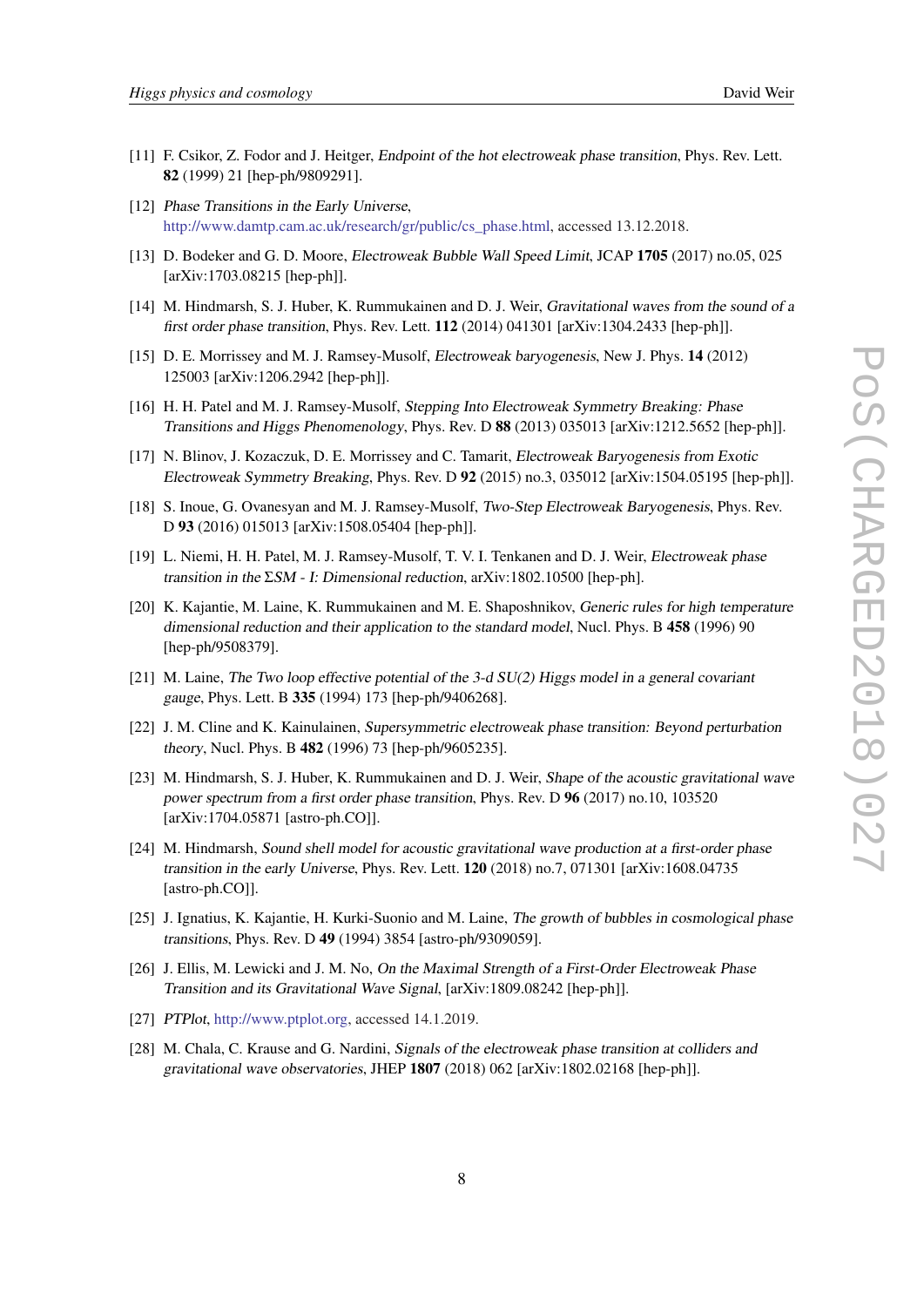[11] F. Csikor, Z. Fodor and J. Heitger, *Endpoint of the hot electroweak phase transition*, Phys. Rev. Lett. **82** (1999) 21 [hep-ph/9809291].

[12] *Phase Transitions in the Early Universe*, http://www.damtp.cam.ac.uk/research/gr/public/cs_phase.html, accessed 13.12.2018.

[13] D. Bodeker and G. D. Moore, *Electroweak Bubble Wall Speed Limit*, JCAP **1705** (2017) no.05, 025 [arXiv:1703.08215 [hep-ph]].

[14] M. Hindmarsh, S. J. Huber, K. Rummukainen and D. J. Weir, *Gravitational waves from the sound of a first order phase transition*, Phys. Rev. Lett. **112** (2014) 041301 [arXiv:1304.2433 [hep-ph]].

[15] D. E. Morrissey and M. J. Ramsey-Musolf, *Electroweak baryogenesis*, New J. Phys. **14** (2012) 125003 [arXiv:1206.2942 [hep-ph]].

[16] H. H. Patel and M. J. Ramsey-Musolf, *Stepping Into Electroweak Symmetry Breaking: Phase Transitions and Higgs Phenomenology*, Phys. Rev. D **88** (2013) 035013 [arXiv:1212.5652 [hep-ph]].

[17] N. Blinov, J. Kozaczuk, D. E. Morrissey and C. Tamarit, *Electroweak Baryogenesis from Exotic Electroweak Symmetry Breaking*, Phys. Rev. D **92** (2015) no.3, 035012 [arXiv:1504.05195 [hep-ph]].

[18] S. Inoue, G. Ovanesyan and M. J. Ramsey-Musolf, *Two-Step Electroweak Baryogenesis*, Phys. Rev. D **93** (2016) 015013 [arXiv:1508.05404 [hep-ph]].

[19] L. Niemi, H. H. Patel, M. J. Ramsey-Musolf, T. V. I. Tenkanen and D. J. Weir, *Electroweak phase transition in the $\Sigma$SM - I: Dimensional reduction*, arXiv:1802.10500 [hep-ph].

[20] K. Kajantie, M. Laine, K. Rummukainen and M. E. Shaposhnikov, *Generic rules for high temperature dimensional reduction and their application to the standard model*, Nucl. Phys. B **458** (1996) 90 [hep-ph/9508379].

[21] M. Laine, *The Two loop effective potential of the 3-d SU(2) Higgs model in a general covariant gauge*, Phys. Lett. B **335** (1994) 173 [hep-ph/9406268].

[22] J. M. Cline and K. Kainulainen, *Supersymmetric electroweak phase transition: Beyond perturbation theory*, Nucl. Phys. B **482** (1996) 73 [hep-ph/9605235].

[23] M. Hindmarsh, S. J. Huber, K. Rummukainen and D. J. Weir, *Shape of the acoustic gravitational wave power spectrum from a first order phase transition*, Phys. Rev. D **96** (2017) no.10, 103520 [arXiv:1704.05871 [astro-ph.CO]].

[24] M. Hindmarsh, *Sound shell model for acoustic gravitational wave production at a first-order phase transition in the early Universe*, Phys. Rev. Lett. **120** (2018) no.7, 071301 [arXiv:1608.04735 [astro-ph.CO]].

[25] J. Ignatius, K. Kajantie, H. Kurki-Suonio and M. Laine, *The growth of bubbles in cosmological phase transitions*, Phys. Rev. D **49** (1994) 3854 [astro-ph/9309059].

[26] J. Ellis, M. Lewicki and J. M. No, *On the Maximal Strength of a First-Order Electroweak Phase Transition and its Gravitational Wave Signal*, [arXiv:1809.08242 [hep-ph]].

[27] *PTPlot*, http://www.ptplot.org, accessed 14.1.2019.

[28] M. Chala, C. Krause and G. Nardini, *Signals of the electroweak phase transition at colliders and gravitational wave observatories*, JHEP **1807** (2018) 062 [arXiv:1802.02168 [hep-ph]].